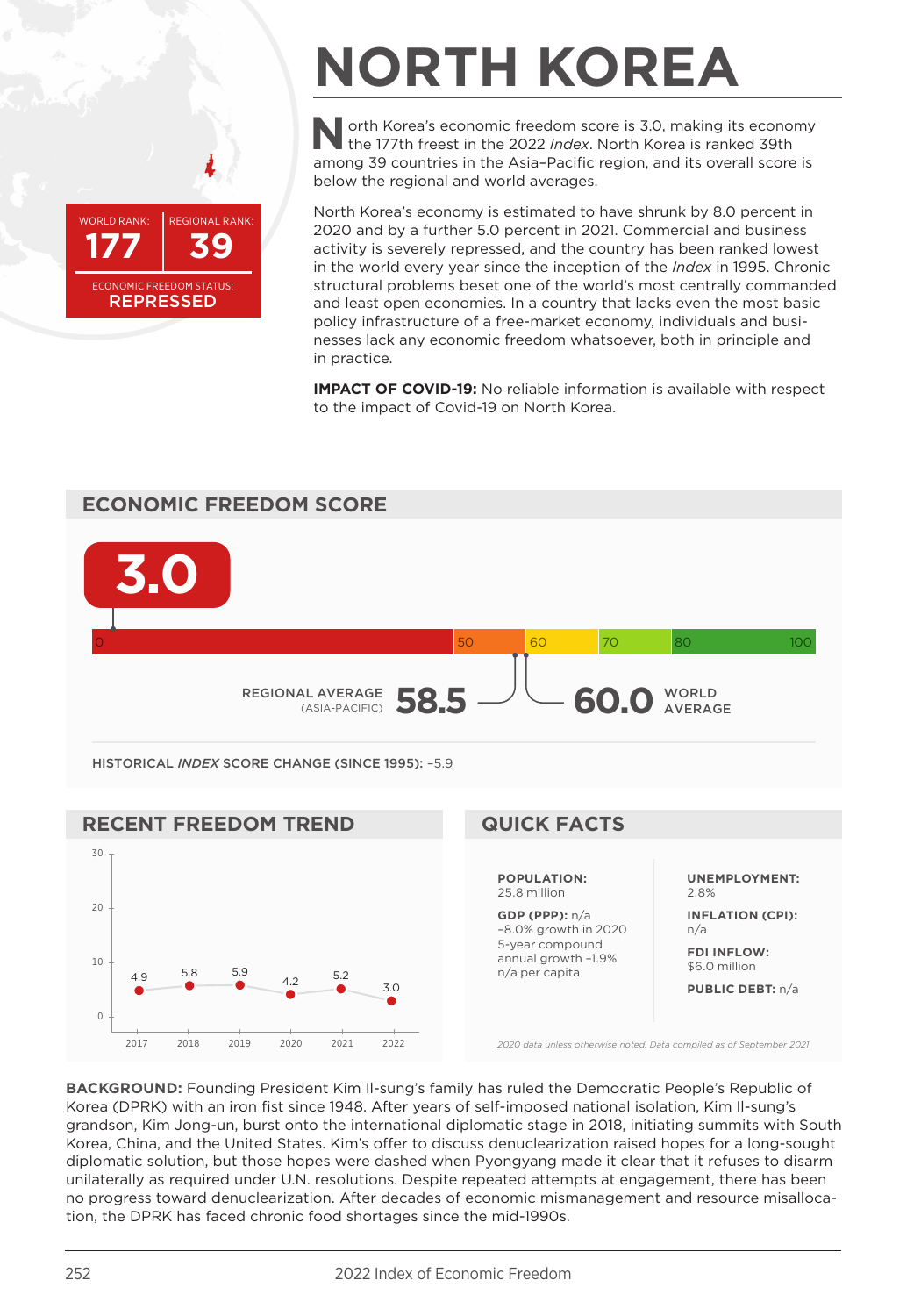# NORTH KOREA

WORLD RANK: **177** | REGIONAL RANK: **39**

ECONOMIC FREEDOM STATUS: **REPRESSED**

North Korea's economic freedom score is 3.0, making its economy the 177th freest in the 2022 *Index*. North Korea is ranked 39th among 39 countries in the Asia–Pacific region, and its overall score is below the regional and world averages.

North Korea's economy is estimated to have shrunk by 8.0 percent in 2020 and by a further 5.0 percent in 2021. Commercial and business activity is severely repressed, and the country has been ranked lowest in the world every year since the inception of the *Index* in 1995. Chronic structural problems beset one of the world's most centrally commanded and least open economies. In a country that lacks even the most basic policy infrastructure of a free-market economy, individuals and businesses lack any economic freedom whatsoever, both in principle and in practice.

**IMPACT OF COVID-19:** No reliable information is available with respect to the impact of Covid-19 on North Korea.

## ECONOMIC FREEDOM SCORE

**3.0**

REGIONAL AVERAGE (ASIA-PACIFIC) **58.5**

**60.0** WORLD AVERAGE

HISTORICAL *INDEX* SCORE CHANGE (SINCE 1995): –5.9

## RECENT FREEDOM TREND

| Year | 2017 | 2018 | 2019 | 2020 | 2021 | 2022 |
|---|---|---|---|---|---|---|
| Score | 4.9 | 5.8 | 5.9 | 4.2 | 5.2 | 3.0 |

## QUICK FACTS

**POPULATION:** 25.8 million

**GDP (PPP):** n/a
–8.0% growth in 2020
5-year compound annual growth –1.9%
n/a per capita

**UNEMPLOYMENT:** 2.8%

**INFLATION (CPI):** n/a

**FDI INFLOW:** $6.0 million

**PUBLIC DEBT:** n/a

*2020 data unless otherwise noted. Data compiled as of September 2021*

**BACKGROUND:** Founding President Kim Il-sung's family has ruled the Democratic People's Republic of Korea (DPRK) with an iron fist since 1948. After years of self-imposed national isolation, Kim Il-sung's grandson, Kim Jong-un, burst onto the international diplomatic stage in 2018, initiating summits with South Korea, China, and the United States. Kim's offer to discuss denuclearization raised hopes for a long-sought diplomatic solution, but those hopes were dashed when Pyongyang made it clear that it refuses to disarm unilaterally as required under U.N. resolutions. Despite repeated attempts at engagement, there has been no progress toward denuclearization. After decades of economic mismanagement and resource misallocation, the DPRK has faced chronic food shortages since the mid-1990s.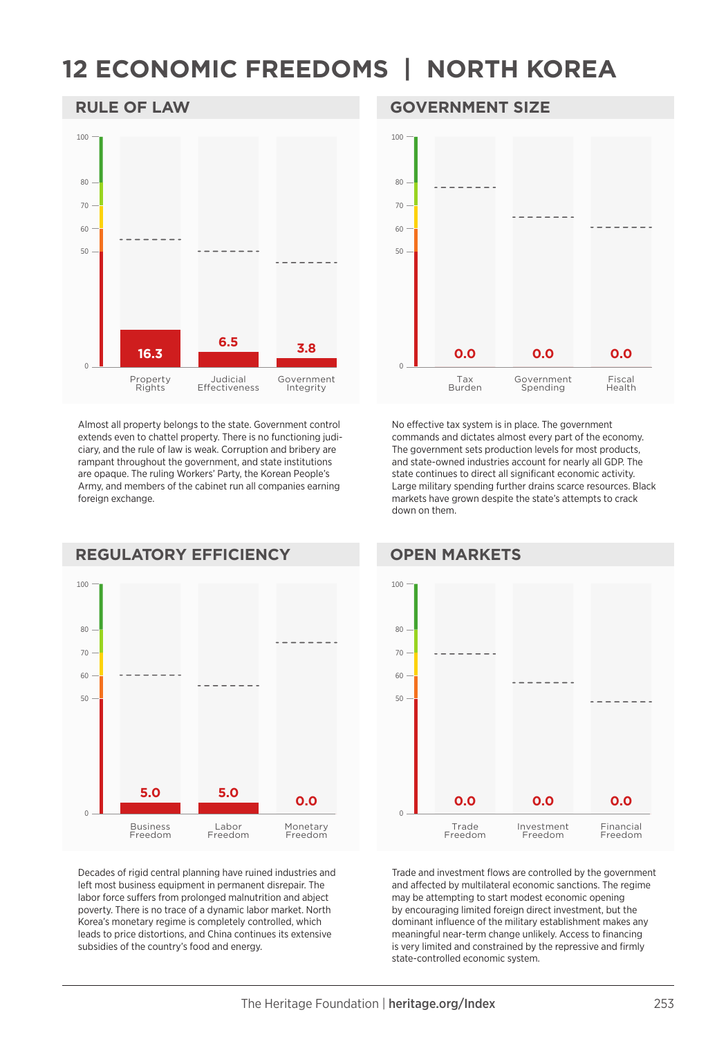# 12 ECONOMIC FREEDOMS | NORTH KOREA

## RULE OF LAW

100
80
70
60
50
0

16.3
Property Rights

6.5
Judicial Effectiveness

3.8
Government Integrity

Almost all property belongs to the state. Government control extends even to chattel property. There is no functioning judiciary, and the rule of law is weak. Corruption and bribery are rampant throughout the government, and state institutions are opaque. The ruling Workers' Party, the Korean People's Army, and members of the cabinet run all companies earning foreign exchange.

## GOVERNMENT SIZE

100
80
70
60
50
0

0.0
Tax Burden

0.0
Government Spending

0.0
Fiscal Health

No effective tax system is in place. The government commands and dictates almost every part of the economy. The government sets production levels for most products, and state-owned industries account for nearly all GDP. The state continues to direct all significant economic activity. Large military spending further drains scarce resources. Black markets have grown despite the state's attempts to crack down on them.

## REGULATORY EFFICIENCY

100
80
70
60
50
0

5.0
Business Freedom

5.0
Labor Freedom

0.0
Monetary Freedom

Decades of rigid central planning have ruined industries and left most business equipment in permanent disrepair. The labor force suffers from prolonged malnutrition and abject poverty. There is no trace of a dynamic labor market. North Korea's monetary regime is completely controlled, which leads to price distortions, and China continues its extensive subsidies of the country's food and energy.

## OPEN MARKETS

100
80
70
60
50
0

0.0
Trade Freedom

0.0
Investment Freedom

0.0
Financial Freedom

Trade and investment flows are controlled by the government and affected by multilateral economic sanctions. The regime may be attempting to start modest economic opening by encouraging limited foreign direct investment, but the dominant influence of the military establishment makes any meaningful near-term change unlikely. Access to financing is very limited and constrained by the repressive and firmly state-controlled economic system.